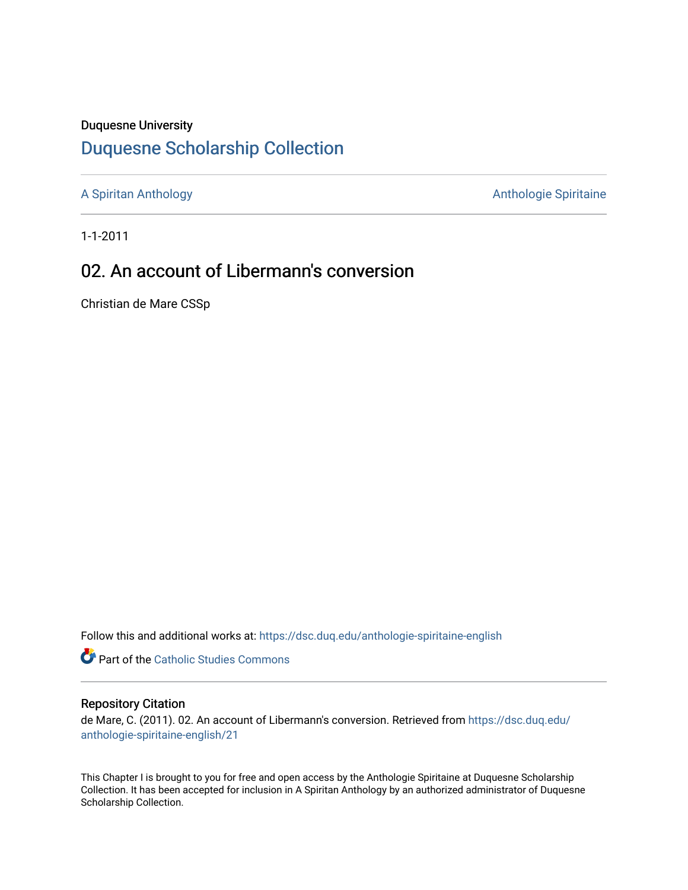Duquesne University

# Duquesne Scholarship Collection

A Spiritan Anthology | Anthologie Spiritaine

1-1-2011

## 02. An account of Libermann's conversion

Christian de Mare CSSp

Follow this and additional works at: https://dsc.duq.edu/anthologie-spiritaine-english

Part of the Catholic Studies Commons

### Repository Citation

de Mare, C. (2011). 02. An account of Libermann's conversion. Retrieved from https://dsc.duq.edu/anthologie-spiritaine-english/21

This Chapter I is brought to you for free and open access by the Anthologie Spiritaine at Duquesne Scholarship Collection. It has been accepted for inclusion in A Spiritan Anthology by an authorized administrator of Duquesne Scholarship Collection.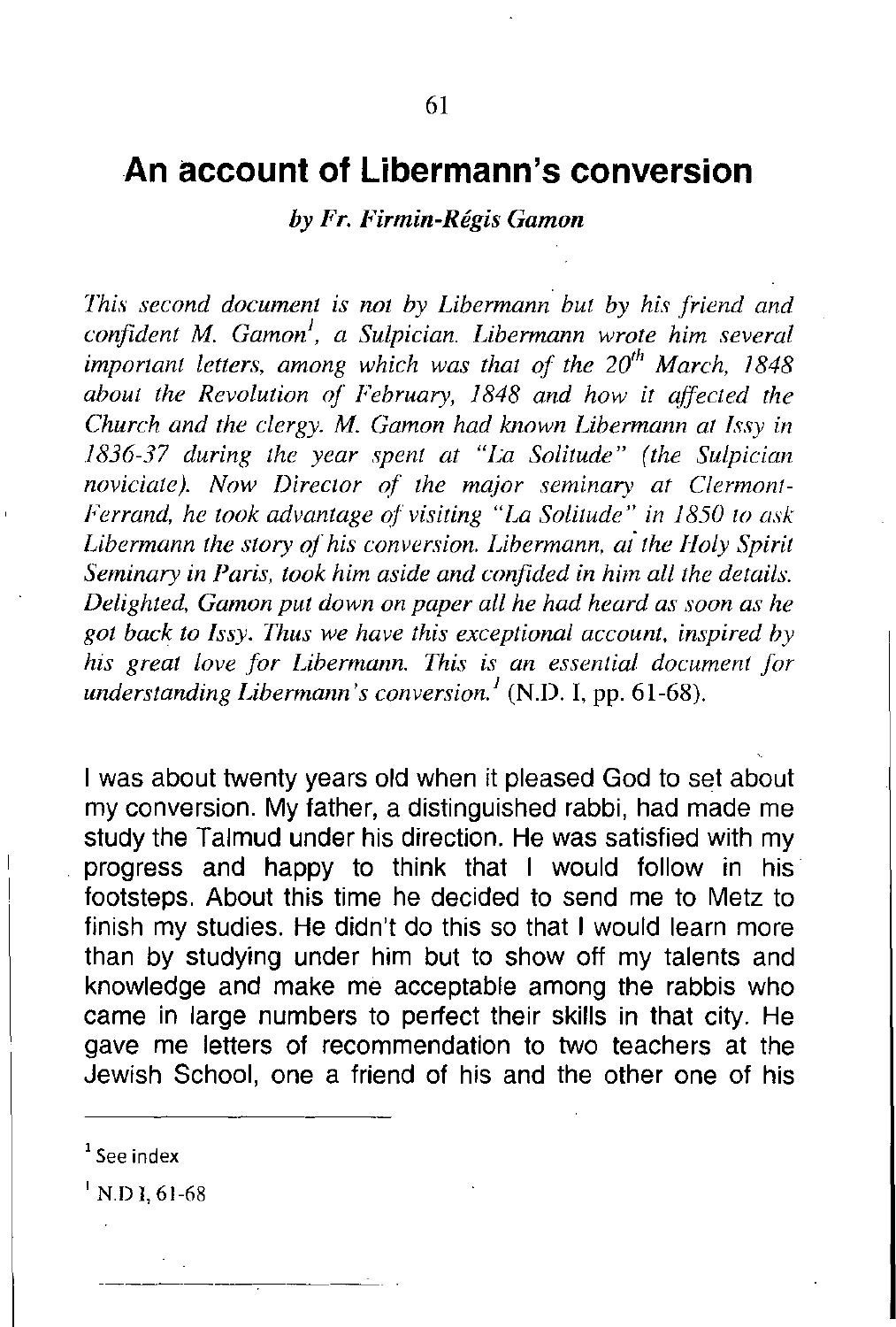# An account of Libermann's conversion

*by Fr. Firmin-Régis Gamon*

*This second document is not by Libermann but by his friend and confident M. Gamon*[1]*, a Sulpician. Libermann wrote him several important letters, among which was that of the 20*$^{th}$ *March, 1848 about the Revolution of February, 1848 and how it affected the Church and the clergy. M. Gamon had known Libermann at Issy in 1836-37 during the year spent at "La Solitude" (the Sulpician noviciate). Now Director of the major seminary at Clermont-Ferrand, he took advantage of visiting "La Solitude" in 1850 to ask Libermann the story of his conversion. Libermann, at the Holy Spirit Seminary in Paris, took him aside and confided in him all the details. Delighted, Gamon put down on paper all he had heard as soon as he got back to Issy. Thus we have this exceptional account, inspired by his great love for Libermann. This is an essential document for understanding Libermann's conversion.*[1] (N.D. I, pp. 61-68).

I was about twenty years old when it pleased God to set about my conversion. My father, a distinguished rabbi, had made me study the Talmud under his direction. He was satisfied with my progress and happy to think that I would follow in his footsteps. About this time he decided to send me to Metz to finish my studies. He didn't do this so that I would learn more than by studying under him but to show off my talents and knowledge and make me acceptable among the rabbis who came in large numbers to perfect their skills in that city. He gave me letters of recommendation to two teachers at the Jewish School, one a friend of his and the other one of his

---

[1] See index

[1] N.D I, 61-68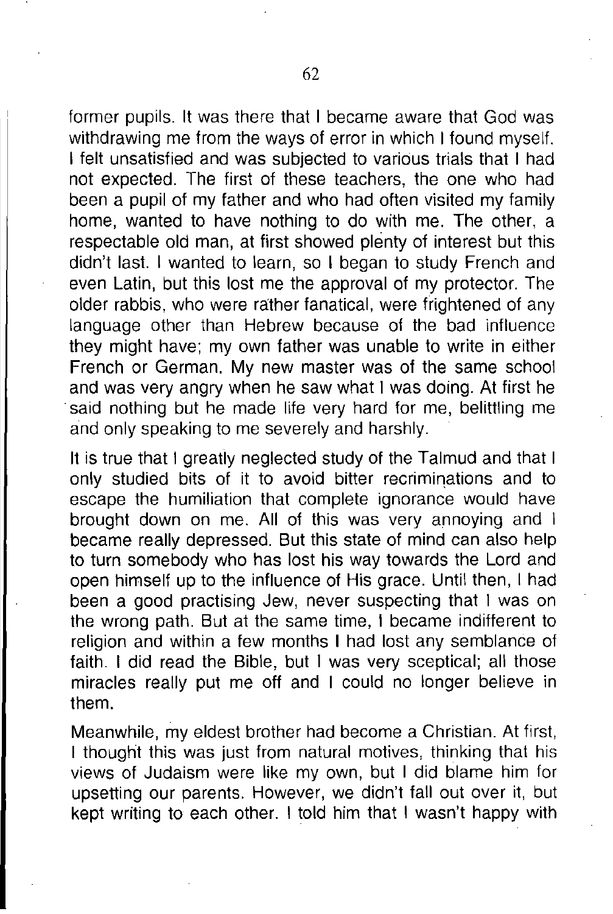former pupils. It was there that I became aware that God was withdrawing me from the ways of error in which I found myself. I felt unsatisfied and was subjected to various trials that I had not expected. The first of these teachers, the one who had been a pupil of my father and who had often visited my family home, wanted to have nothing to do with me. The other, a respectable old man, at first showed plenty of interest but this didn't last. I wanted to learn, so I began to study French and even Latin, but this lost me the approval of my protector. The older rabbis, who were rather fanatical, were frightened of any language other than Hebrew because of the bad influence they might have; my own father was unable to write in either French or German. My new master was of the same school and was very angry when he saw what I was doing. At first he said nothing but he made life very hard for me, belittling me and only speaking to me severely and harshly.

It is true that I greatly neglected study of the Talmud and that I only studied bits of it to avoid bitter recriminations and to escape the humiliation that complete ignorance would have brought down on me. All of this was very annoying and I became really depressed. But this state of mind can also help to turn somebody who has lost his way towards the Lord and open himself up to the influence of His grace. Until then, I had been a good practising Jew, never suspecting that I was on the wrong path. But at the same time, I became indifferent to religion and within a few months I had lost any semblance of faith. I did read the Bible, but I was very sceptical; all those miracles really put me off and I could no longer believe in them.

Meanwhile, my eldest brother had become a Christian. At first, I thought this was just from natural motives, thinking that his views of Judaism were like my own, but I did blame him for upsetting our parents. However, we didn't fall out over it, but kept writing to each other. I told him that I wasn't happy with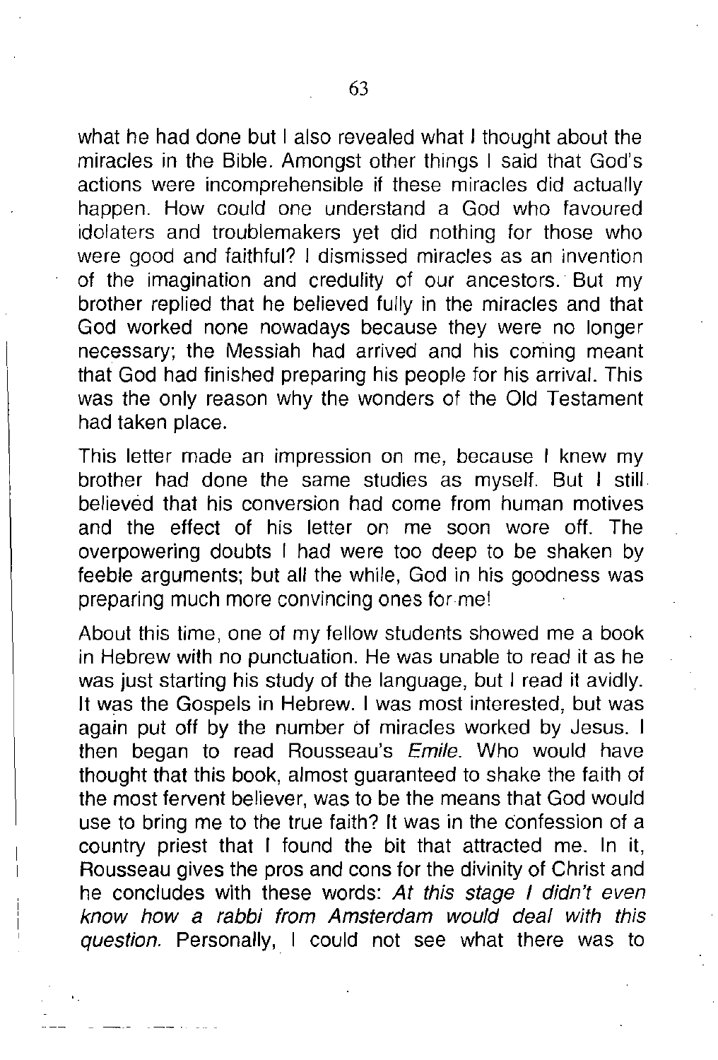what he had done but I also revealed what I thought about the miracles in the Bible. Amongst other things I said that God's actions were incomprehensible if these miracles did actually happen. How could one understand a God who favoured idolaters and troublemakers yet did nothing for those who were good and faithful? I dismissed miracles as an invention of the imagination and credulity of our ancestors. But my brother replied that he believed fully in the miracles and that God worked none nowadays because they were no longer necessary; the Messiah had arrived and his coming meant that God had finished preparing his people for his arrival. This was the only reason why the wonders of the Old Testament had taken place.

This letter made an impression on me, because I knew my brother had done the same studies as myself. But I still believed that his conversion had come from human motives and the effect of his letter on me soon wore off. The overpowering doubts I had were too deep to be shaken by feeble arguments; but all the while, God in his goodness was preparing much more convincing ones for me!

About this time, one of my fellow students showed me a book in Hebrew with no punctuation. He was unable to read it as he was just starting his study of the language, but I read it avidly. It was the Gospels in Hebrew. I was most interested, but was again put off by the number of miracles worked by Jesus. I then began to read Rousseau's *Emile*. Who would have thought that this book, almost guaranteed to shake the faith of the most fervent believer, was to be the means that God would use to bring me to the true faith? It was in the confession of a country priest that I found the bit that attracted me. In it, Rousseau gives the pros and cons for the divinity of Christ and he concludes with these words: *At this stage I didn't even know how a rabbi from Amsterdam would deal with this question.* Personally, I could not see what there was to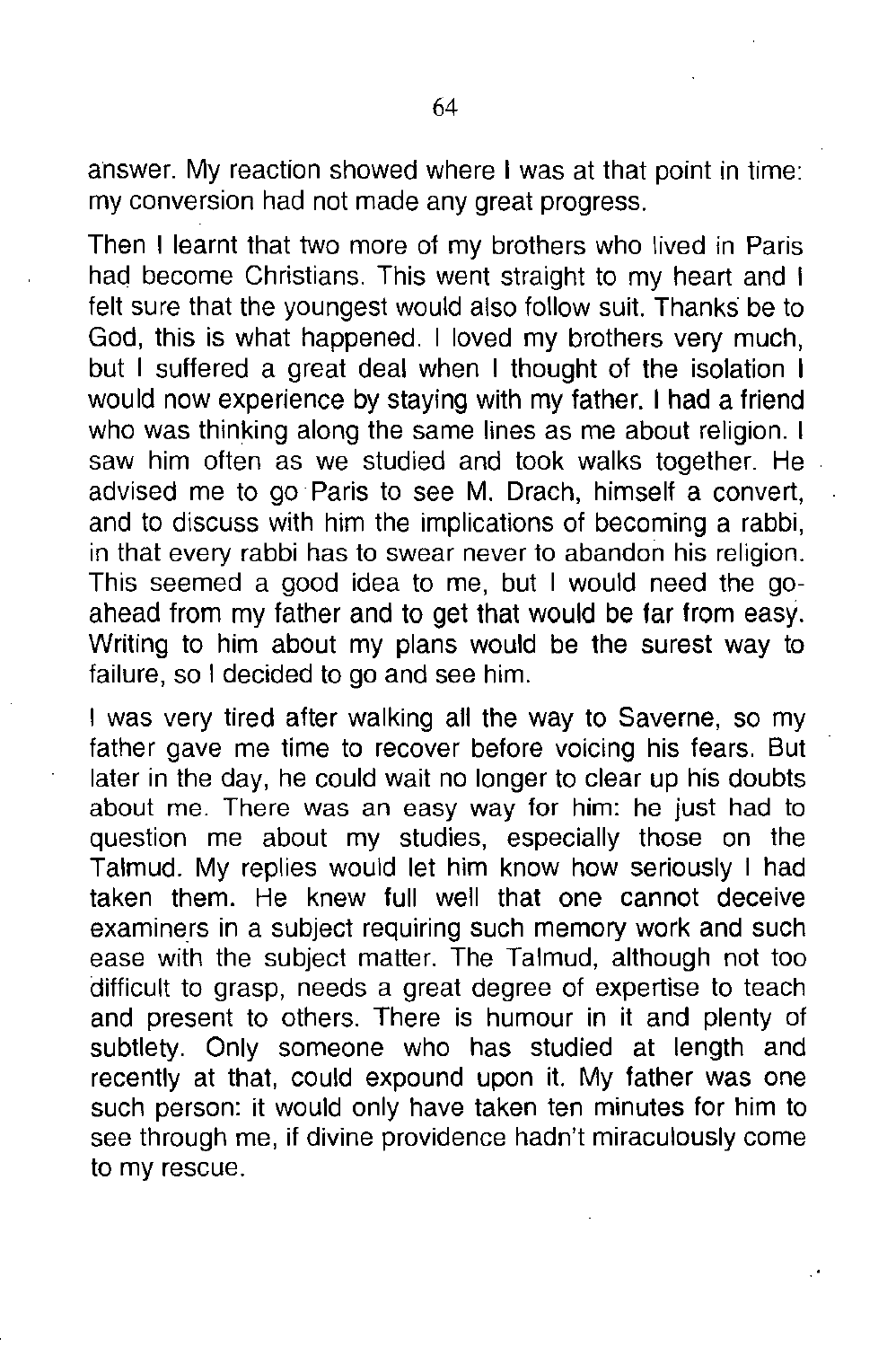answer. My reaction showed where I was at that point in time: my conversion had not made any great progress.

Then I learnt that two more of my brothers who lived in Paris had become Christians. This went straight to my heart and I felt sure that the youngest would also follow suit. Thanks be to God, this is what happened. I loved my brothers very much, but I suffered a great deal when I thought of the isolation I would now experience by staying with my father. I had a friend who was thinking along the same lines as me about religion. I saw him often as we studied and took walks together. He advised me to go Paris to see M. Drach, himself a convert, and to discuss with him the implications of becoming a rabbi, in that every rabbi has to swear never to abandon his religion. This seemed a good idea to me, but I would need the go-ahead from my father and to get that would be far from easy. Writing to him about my plans would be the surest way to failure, so I decided to go and see him.

I was very tired after walking all the way to Saverne, so my father gave me time to recover before voicing his fears. But later in the day, he could wait no longer to clear up his doubts about me. There was an easy way for him: he just had to question me about my studies, especially those on the Talmud. My replies would let him know how seriously I had taken them. He knew full well that one cannot deceive examiners in a subject requiring such memory work and such ease with the subject matter. The Talmud, although not too difficult to grasp, needs a great degree of expertise to teach and present to others. There is humour in it and plenty of subtlety. Only someone who has studied at length and recently at that, could expound upon it. My father was one such person: it would only have taken ten minutes for him to see through me, if divine providence hadn't miraculously come to my rescue.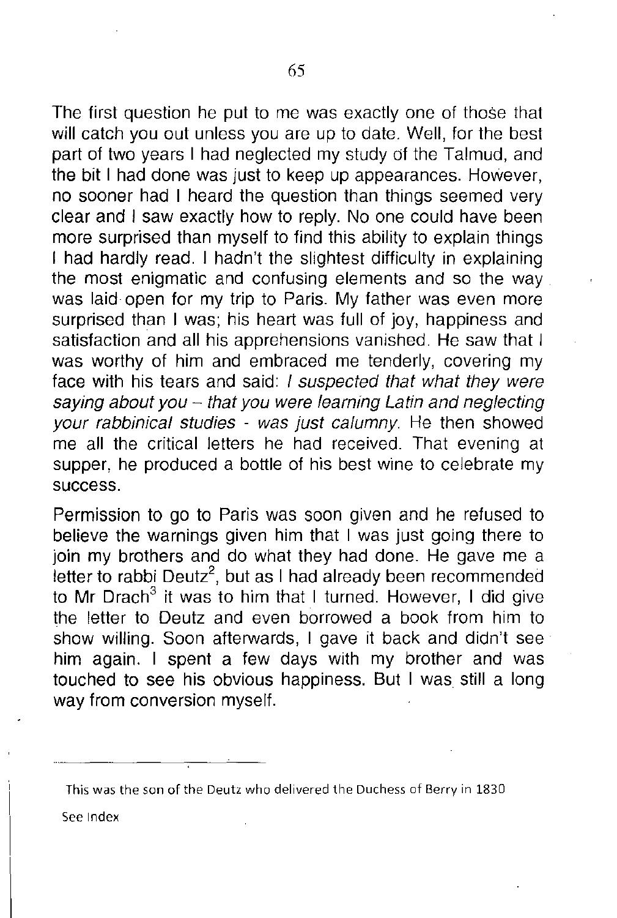The first question he put to me was exactly one of those that will catch you out unless you are up to date. Well, for the best part of two years I had neglected my study of the Talmud, and the bit I had done was just to keep up appearances. However, no sooner had I heard the question than things seemed very clear and I saw exactly how to reply. No one could have been more surprised than myself to find this ability to explain things I had hardly read. I hadn't the slightest difficulty in explaining the most enigmatic and confusing elements and so the way was laid open for my trip to Paris. My father was even more surprised than I was; his heart was full of joy, happiness and satisfaction and all his apprehensions vanished. He saw that I was worthy of him and embraced me tenderly, covering my face with his tears and said: *I suspected that what they were saying about you – that you were learning Latin and neglecting your rabbinical studies - was just calumny.* He then showed me all the critical letters he had received. That evening at supper, he produced a bottle of his best wine to celebrate my success.

Permission to go to Paris was soon given and he refused to believe the warnings given him that I was just going there to join my brothers and do what they had done. He gave me a letter to rabbi Deutz[2], but as I had already been recommended to Mr Drach[3] it was to him that I turned. However, I did give the letter to Deutz and even borrowed a book from him to show willing. Soon afterwards, I gave it back and didn't see him again. I spent a few days with my brother and was touched to see his obvious happiness. But I was still a long way from conversion myself.

---

This was the son of the Deutz who delivered the Duchess of Berry in 1830

See Index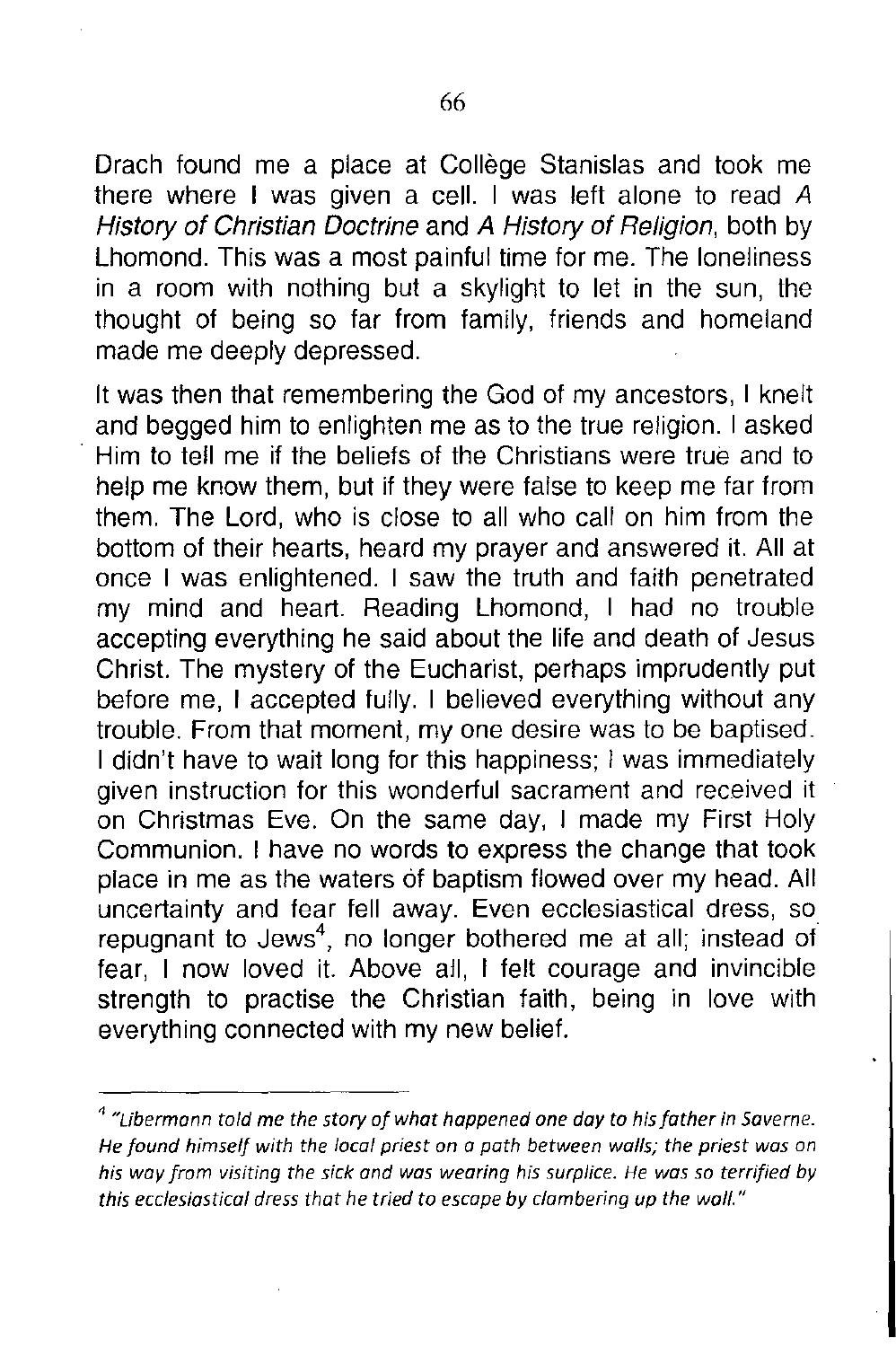Drach found me a place at Collège Stanislas and took me there where I was given a cell. I was left alone to read *A History of Christian Doctrine* and *A History of Religion*, both by Lhomond. This was a most painful time for me. The loneliness in a room with nothing but a skylight to let in the sun, the thought of being so far from family, friends and homeland made me deeply depressed.

It was then that remembering the God of my ancestors, I knelt and begged him to enlighten me as to the true religion. I asked Him to tell me if the beliefs of the Christians were true and to help me know them, but if they were false to keep me far from them. The Lord, who is close to all who call on him from the bottom of their hearts, heard my prayer and answered it. All at once I was enlightened. I saw the truth and faith penetrated my mind and heart. Reading Lhomond, I had no trouble accepting everything he said about the life and death of Jesus Christ. The mystery of the Eucharist, perhaps imprudently put before me, I accepted fully. I believed everything without any trouble. From that moment, my one desire was to be baptised. I didn't have to wait long for this happiness; I was immediately given instruction for this wonderful sacrament and received it on Christmas Eve. On the same day, I made my First Holy Communion. I have no words to express the change that took place in me as the waters of baptism flowed over my head. All uncertainty and fear fell away. Even ecclesiastical dress, so repugnant to Jews[4], no longer bothered me at all; instead of fear, I now loved it. Above all, I felt courage and invincible strength to practise the Christian faith, being in love with everything connected with my new belief.

---

[4] *"Libermann told me the story of what happened one day to his father in Saverne. He found himself with the local priest on a path between walls; the priest was on his way from visiting the sick and was wearing his surplice. He was so terrified by this ecclesiastical dress that he tried to escape by clambering up the wall."*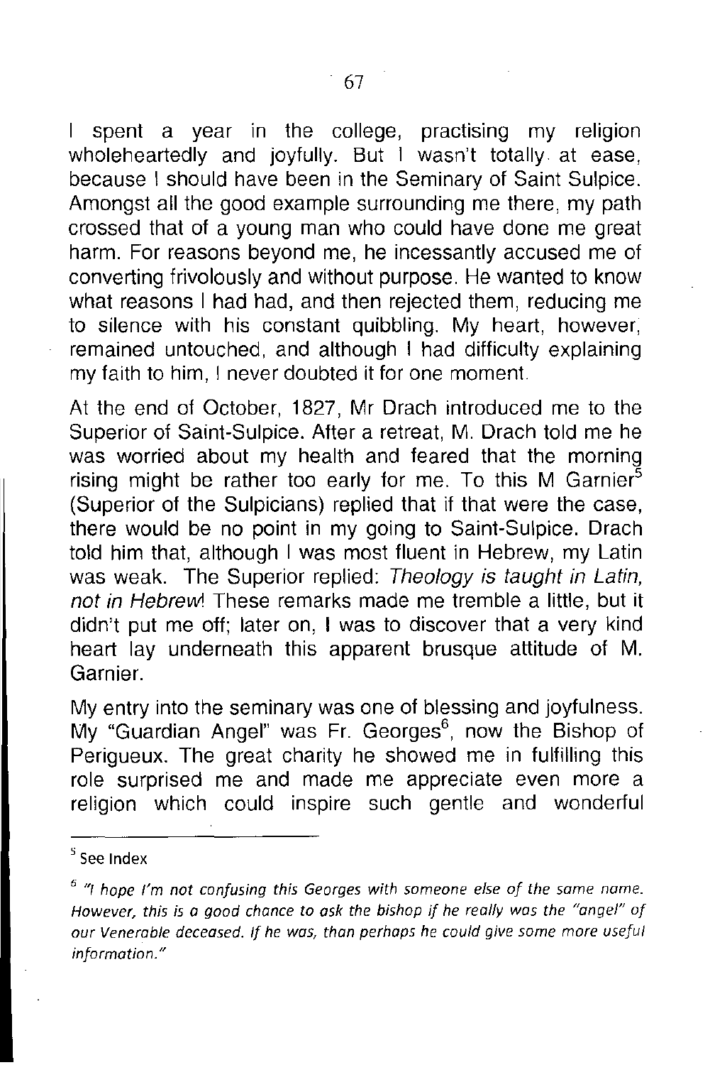I spent a year in the college, practising my religion wholeheartedly and joyfully. But I wasn't totally at ease, because I should have been in the Seminary of Saint Sulpice. Amongst all the good example surrounding me there, my path crossed that of a young man who could have done me great harm. For reasons beyond me, he incessantly accused me of converting frivolously and without purpose. He wanted to know what reasons I had had, and then rejected them, reducing me to silence with his constant quibbling. My heart, however, remained untouched, and although I had difficulty explaining my faith to him, I never doubted it for one moment.

At the end of October, 1827, Mr Drach introduced me to the Superior of Saint-Sulpice. After a retreat, M. Drach told me he was worried about my health and feared that the morning rising might be rather too early for me. To this M Garnier[5] (Superior of the Sulpicians) replied that if that were the case, there would be no point in my going to Saint-Sulpice. Drach told him that, although I was most fluent in Hebrew, my Latin was weak. The Superior replied: *Theology is taught in Latin, not in Hebrew*! These remarks made me tremble a little, but it didn't put me off; later on, I was to discover that a very kind heart lay underneath this apparent brusque attitude of M. Garnier.

My entry into the seminary was one of blessing and joyfulness. My "Guardian Angel" was Fr. Georges[6], now the Bishop of Perigueux. The great charity he showed me in fulfilling this role surprised me and made me appreciate even more a religion which could inspire such gentle and wonderful

---

[5] See Index

[6] *"I hope I'm not confusing this Georges with someone else of the same name. However, this is a good chance to ask the bishop if he really was the "angel" of our Venerable deceased. If he was, than perhaps he could give some more useful information."*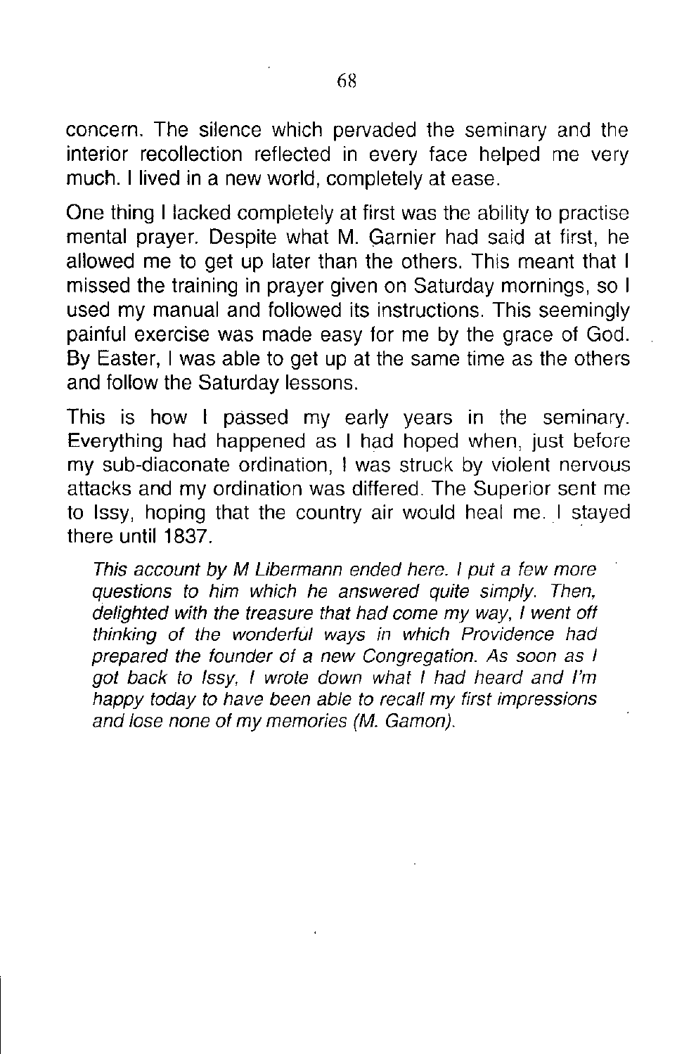concern. The silence which pervaded the seminary and the interior recollection reflected in every face helped me very much. I lived in a new world, completely at ease.

One thing I lacked completely at first was the ability to practise mental prayer. Despite what M. Garnier had said at first, he allowed me to get up later than the others. This meant that I missed the training in prayer given on Saturday mornings, so I used my manual and followed its instructions. This seemingly painful exercise was made easy for me by the grace of God. By Easter, I was able to get up at the same time as the others and follow the Saturday lessons.

This is how I passed my early years in the seminary. Everything had happened as I had hoped when, just before my sub-diaconate ordination, I was struck by violent nervous attacks and my ordination was differed. The Superior sent me to Issy, hoping that the country air would heal me. I stayed there until 1837.

> *This account by M Libermann ended here. I put a few more questions to him which he answered quite simply. Then, delighted with the treasure that had come my way, I went off thinking of the wonderful ways in which Providence had prepared the founder of a new Congregation. As soon as I got back to Issy, I wrote down what I had heard and I'm happy today to have been able to recall my first impressions and lose none of my memories (M. Gamon).*